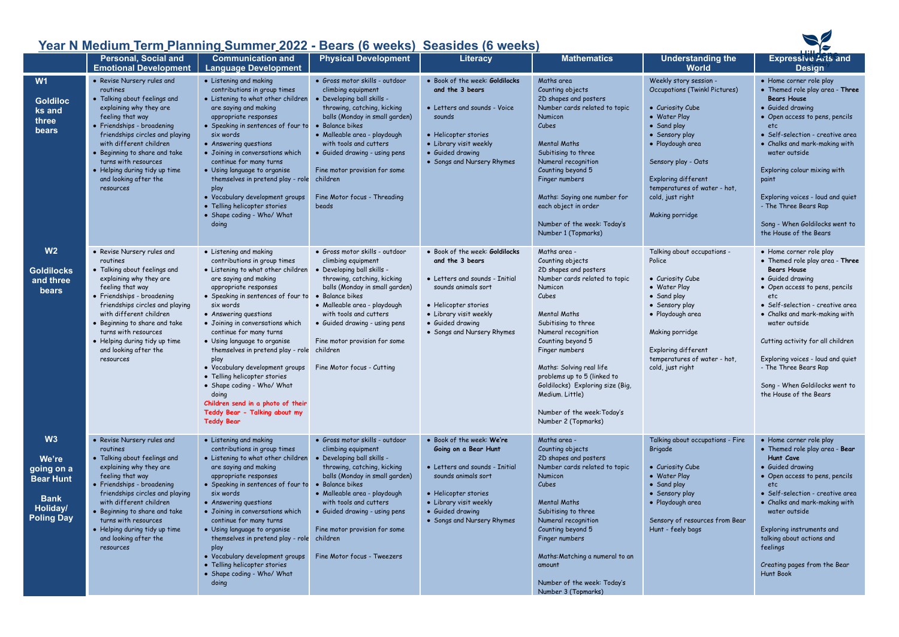# Year N Medium Term Planning Summer 2022 - Bears (6 weeks) Seasides (6 weeks)

| | Personal, Social and Emotional Development | Communication and Language Development | Physical Development | Literacy | Mathematics | Understanding the World | Expressive Arts and Design |
|---|---|---|---|---|---|---|---|
| **W1** <br><br> **Goldilocks and three bears** | • Revise Nursery rules and routines <br> • Talking about feelings and explaining why they are feeling that way <br> • Friendships - broadening friendships circles and playing with different children <br> • Beginning to share and take turns with resources <br> • Helping during tidy up time and looking after the resources | • Listening and making contributions in group times <br> • Listening to what other children are saying and making appropriate responses <br> • Speaking in sentences of four to six words <br> • Answering questions <br> • Joining in conversations which continue for many turns <br> • Using language to organise themselves in pretend play - role play <br> • Vocabulary development groups <br> • Telling helicopter stories <br> • Shape coding - Who/ What doing | • Gross motor skills - outdoor climbing equipment <br> • Developing ball skills - throwing, catching, kicking balls (Monday in small garden) <br> • Balance bikes <br> • Malleable area - playdough with tools and cutters <br> • Guided drawing - using pens <br><br> Fine motor provision for some children <br><br> Fine Motor focus - Threading beads | • Book of the week: **Goldilocks and the 3 bears** <br><br> • Letters and sounds - Voice sounds <br><br> • Helicopter stories <br> • Library visit weekly <br> • Guided drawing <br> • Songs and Nursery Rhymes | Maths area <br> Counting objects <br> 2D shapes and posters <br> Number cards related to topic <br> Numicon <br> Cubes <br><br> Mental Maths <br> Subitising to three <br> Numeral recognition <br> Counting beyond 5 <br> Finger numbers <br><br> Maths: Saying one number for each object in order <br><br> Number of the week: Today's Number 1 (Topmarks) | Weekly story session - Occupations (Twinkl Pictures) <br><br> • Curiosity Cube <br> • Water Play <br> • Sand play <br> • Sensory play <br> • Playdough area <br><br> Sensory play - Oats <br><br> Exploring different temperatures of water - hot, cold, just right <br><br> Making porridge | • Home corner role play <br> • Themed role play area - **Three Bears House** <br> • Guided drawing <br> • Open access to pens, pencils etc <br> • Self-selection - creative area <br> • Chalks and mark-making with water outside <br><br> Exploring colour mixing with paint <br><br> Exploring voices - loud and quiet - The Three Bears Rap <br><br> Song - When Goldilocks went to the House of the Bears |
| **W2** <br><br> **Goldilocks and three bears** | • Revise Nursery rules and routines <br> • Talking about feelings and explaining why they are feeling that way <br> • Friendships - broadening friendships circles and playing with different children <br> • Beginning to share and take turns with resources <br> • Helping during tidy up time and looking after the resources | • Listening and making contributions in group times <br> • Listening to what other children are saying and making appropriate responses <br> • Speaking in sentences of four to six words <br> • Answering questions <br> • Joining in conversations which continue for many turns <br> • Using language to organise themselves in pretend play - role play <br> • Vocabulary development groups <br> • Telling helicopter stories <br> • Shape coding - Who/ What doing <br> **Children send in a photo of their Teddy Bear - Talking about my Teddy Bear** | • Gross motor skills - outdoor climbing equipment <br> • Developing ball skills - throwing, catching, kicking balls (Monday in small garden) <br> • Balance bikes <br> • Malleable area - playdough with tools and cutters <br> • Guided drawing - using pens <br><br> Fine motor provision for some children <br><br> Fine Motor focus - Cutting | • Book of the week: **Goldilocks and the 3 bears** <br><br> • Letters and sounds - Initial sounds animals sort <br><br> • Helicopter stories <br> • Library visit weekly <br> • Guided drawing <br> • Songs and Nursery Rhymes | Maths area - <br> Counting objects <br> 2D shapes and posters <br> Number cards related to topic <br> Numicon <br> Cubes <br><br> Mental Maths <br> Subitising to three <br> Numeral recognition <br> Counting beyond 5 <br> Finger numbers <br><br> Maths: Solving real life problems up to 5 (linked to Goldilocks) Exploring size (Big, Medium. Little) <br><br> Number of the week:Today's Number 2 (Topmarks) | Talking about occupations - Police <br><br> • Curiosity Cube <br> • Water Play <br> • Sand play <br> • Sensory play <br> • Playdough area <br><br> Making porridge <br><br> Exploring different temperatures of water - hot, cold, just right | • Home corner role play <br> • Themed role play area - **Three Bears House** <br> • Guided drawing <br> • Open access to pens, pencils etc <br> • Self-selection - creative area <br> • Chalks and mark-making with water outside <br><br> Cutting activity for all children <br><br> Exploring voices - loud and quiet - The Three Bears Rap <br><br> Song - When Goldilocks went to the House of the Bears |
| **W3** <br><br> **We're going on a Bear Hunt** <br><br> **Bank Holiday/ Poling Day** | • Revise Nursery rules and routines <br> • Talking about feelings and explaining why they are feeling that way <br> • Friendships - broadening friendships circles and playing with different children <br> • Beginning to share and take turns with resources <br> • Helping during tidy up time and looking after the resources | • Listening and making contributions in group times <br> • Listening to what other children are saying and making appropriate responses <br> • Speaking in sentences of four to six words <br> • Answering questions <br> • Joining in conversations which continue for many turns <br> • Using language to organise themselves in pretend play - role play <br> • Vocabulary development groups <br> • Telling helicopter stories <br> • Shape coding - Who/ What doing | • Gross motor skills - outdoor climbing equipment <br> • Developing ball skills - throwing, catching, kicking balls (Monday in small garden) <br> • Balance bikes <br> • Malleable area - playdough with tools and cutters <br> • Guided drawing - using pens <br><br> Fine motor provision for some children <br><br> Fine Motor focus - Tweezers | • Book of the week: **We're Going on a Bear Hunt** <br><br> • Letters and sounds - Initial sounds animals sort <br><br> • Helicopter stories <br> • Library visit weekly <br> • Guided drawing <br> • Songs and Nursery Rhymes | Maths area - <br> Counting objects <br> 2D shapes and posters <br> Number cards related to topic <br> Numicon <br> Cubes <br><br> Mental Maths <br> Subitising to three <br> Numeral recognition <br> Counting beyond 5 <br> Finger numbers <br><br> Maths:Matching a numeral to an amount <br><br> Number of the week: Today's Number 3 (Topmarks) | Talking about occupations - Fire Brigade <br><br> • Curiosity Cube <br> • Water Play <br> • Sand play <br> • Sensory play <br> • Playdough area <br><br> Sensory of resources from Bear Hunt - feely bags | • Home corner role play <br> • Themed role play area - **Bear Hunt Cave** <br> • Guided drawing <br> • Open access to pens, pencils etc <br> • Self-selection - creative area <br> • Chalks and mark-making with water outside <br><br> Exploring instruments and talking about actions and feelings <br><br> Creating pages from the Bear Hunt Book |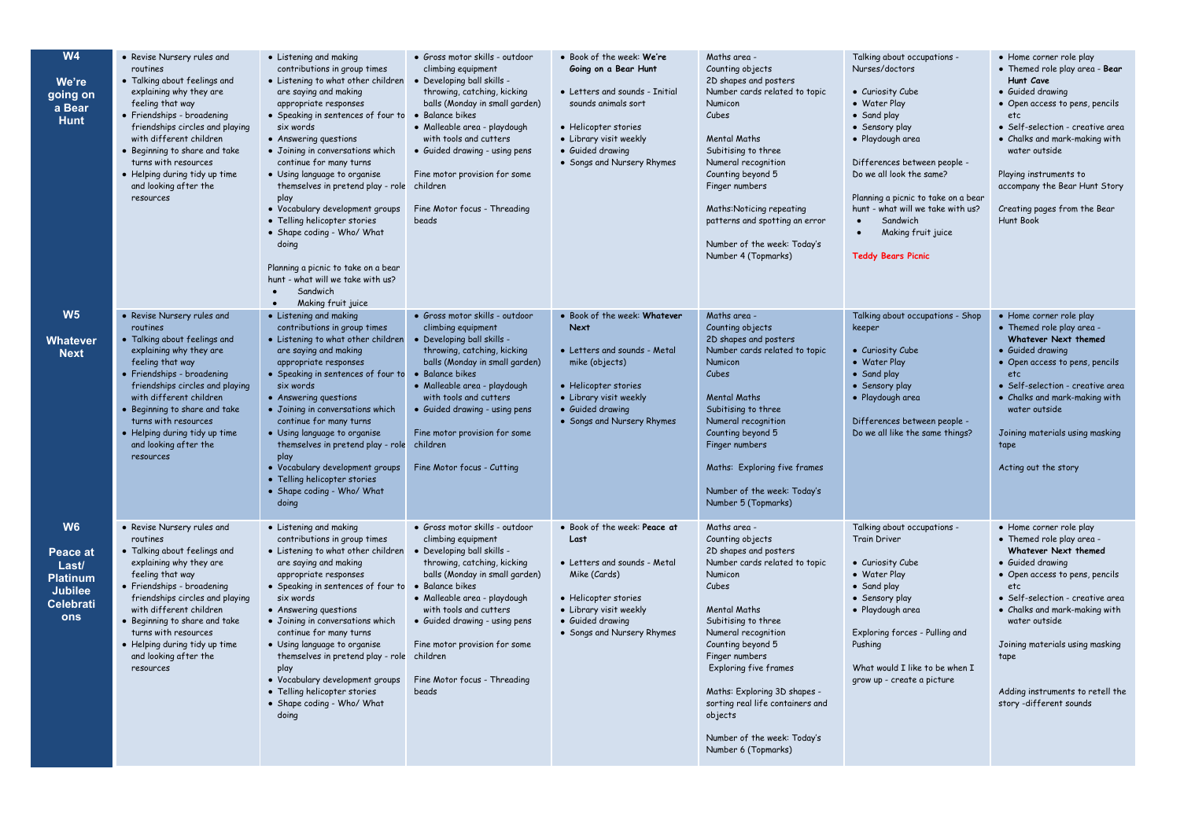| | | | | | | | |
|---|---|---|---|---|---|---|---|
| **W4**<br><br>**We're going on a Bear Hunt** | • Revise Nursery rules and routines<br>• Talking about feelings and explaining why they are feeling that way<br>• Friendships - broadening friendships circles and playing with different children<br>• Beginning to share and take turns with resources<br>• Helping during tidy up time and looking after the resources | • Listening and making contributions in group times<br>• Listening to what other children are saying and making appropriate responses<br>• Speaking in sentences of four to six words<br>• Answering questions<br>• Joining in conversations which continue for many turns<br>• Using language to organise themselves in pretend play - role play<br>• Vocabulary development groups<br>• Telling helicopter stories<br>• Shape coding - Who/ What doing<br><br>Planning a picnic to take on a bear hunt - what will we take with us?<br>• Sandwich<br>• Making fruit juice | • Gross motor skills - outdoor climbing equipment<br>• Developing ball skills - throwing, catching, kicking balls (Monday in small garden)<br>• Balance bikes<br>• Malleable area - playdough with tools and cutters<br>• Guided drawing - using pens<br><br>Fine motor provision for some children<br><br>Fine Motor focus - Threading beads | • Book of the week: **We're Going on a Bear Hunt**<br><br>• Letters and sounds - Initial sounds animals sort<br><br>• Helicopter stories<br>• Library visit weekly<br>• Guided drawing<br>• Songs and Nursery Rhymes | Maths area -<br>Counting objects<br>2D shapes and posters<br>Number cards related to topic<br>Numicon<br>Cubes<br><br>Mental Maths<br>Subitising to three<br>Numeral recognition<br>Counting beyond 5<br>Finger numbers<br><br>Maths:Noticing repeating patterns and spotting an error<br><br>Number of the week: Today's Number 4 (Topmarks) | Talking about occupations - Nurses/doctors<br><br>• Curiosity Cube<br>• Water Play<br>• Sand play<br>• Sensory play<br>• Playdough area<br><br>Differences between people - Do we all look the same?<br><br>Planning a picnic to take on a bear hunt - what will we take with us?<br>• Sandwich<br>• Making fruit juice<br><br>**Teddy Bears Picnic** | • Home corner role play<br>• Themed role play area - **Bear Hunt Cave**<br>• Guided drawing<br>• Open access to pens, pencils etc<br>• Self-selection - creative area<br>• Chalks and mark-making with water outside<br><br>Playing instruments to accompany the Bear Hunt Story<br><br>Creating pages from the Bear Hunt Book |
| **W5**<br><br>**Whatever Next** | • Revise Nursery rules and routines<br>• Talking about feelings and explaining why they are feeling that way<br>• Friendships - broadening friendships circles and playing with different children<br>• Beginning to share and take turns with resources<br>• Helping during tidy up time and looking after the resources | • Listening and making contributions in group times<br>• Listening to what other children are saying and making appropriate responses<br>• Speaking in sentences of four to six words<br>• Answering questions<br>• Joining in conversations which continue for many turns<br>• Using language to organise themselves in pretend play - role play<br>• Vocabulary development groups<br>• Telling helicopter stories<br>• Shape coding - Who/ What doing | • Gross motor skills - outdoor climbing equipment<br>• Developing ball skills - throwing, catching, kicking balls (Monday in small garden)<br>• Balance bikes<br>• Malleable area - playdough with tools and cutters<br>• Guided drawing - using pens<br><br>Fine motor provision for some children<br><br>Fine Motor focus - Cutting | • Book of the week: **Whatever Next**<br><br>• Letters and sounds - Metal mike (objects)<br><br>• Helicopter stories<br>• Library visit weekly<br>• Guided drawing<br>• Songs and Nursery Rhymes | Maths area -<br>Counting objects<br>2D shapes and posters<br>Number cards related to topic<br>Numicon<br>Cubes<br><br>Mental Maths<br>Subitising to three<br>Numeral recognition<br>Counting beyond 5<br>Finger numbers<br><br>Maths: Exploring five frames<br><br>Number of the week: Today's Number 5 (Topmarks) | Talking about occupations - Shop keeper<br><br>• Curiosity Cube<br>• Water Play<br>• Sand play<br>• Sensory play<br>• Playdough area<br><br>Differences between people - Do we all like the same things? | • Home corner role play<br>• Themed role play area - **Whatever Next themed**<br>• Guided drawing<br>• Open access to pens, pencils etc<br>• Self-selection - creative area<br>• Chalks and mark-making with water outside<br><br>Joining materials using masking tape<br><br>Acting out the story |
| **W6**<br><br>**Peace at Last/ Platinum Jubilee Celebrations** | • Revise Nursery rules and routines<br>• Talking about feelings and explaining why they are feeling that way<br>• Friendships - broadening friendships circles and playing with different children<br>• Beginning to share and take turns with resources<br>• Helping during tidy up time and looking after the resources | • Listening and making contributions in group times<br>• Listening to what other children are saying and making appropriate responses<br>• Speaking in sentences of four to six words<br>• Answering questions<br>• Joining in conversations which continue for many turns<br>• Using language to organise themselves in pretend play - role play<br>• Vocabulary development groups<br>• Telling helicopter stories<br>• Shape coding - Who/ What doing | • Gross motor skills - outdoor climbing equipment<br>• Developing ball skills - throwing, catching, kicking balls (Monday in small garden)<br>• Balance bikes<br>• Malleable area - playdough with tools and cutters<br>• Guided drawing - using pens<br><br>Fine motor provision for some children<br><br>Fine Motor focus - Threading beads | • Book of the week: **Peace at Last**<br><br>• Letters and sounds - Metal Mike (Cards)<br><br>• Helicopter stories<br>• Library visit weekly<br>• Guided drawing<br>• Songs and Nursery Rhymes | Maths area -<br>Counting objects<br>2D shapes and posters<br>Number cards related to topic<br>Numicon<br>Cubes<br><br>Mental Maths<br>Subitising to three<br>Numeral recognition<br>Counting beyond 5<br>Finger numbers<br>Exploring five frames<br><br>Maths: Exploring 3D shapes - sorting real life containers and objects<br><br>Number of the week: Today's Number 6 (Topmarks) | Talking about occupations - Train Driver<br><br>• Curiosity Cube<br>• Water Play<br>• Sand play<br>• Sensory play<br>• Playdough area<br><br>Exploring forces - Pulling and Pushing<br><br>What would I like to be when I grow up - create a picture | • Home corner role play<br>• Themed role play area - **Whatever Next themed**<br>• Guided drawing<br>• Open access to pens, pencils etc<br>• Self-selection - creative area<br>• Chalks and mark-making with water outside<br><br>Joining materials using masking tape<br><br>Adding instruments to retell the story -different sounds |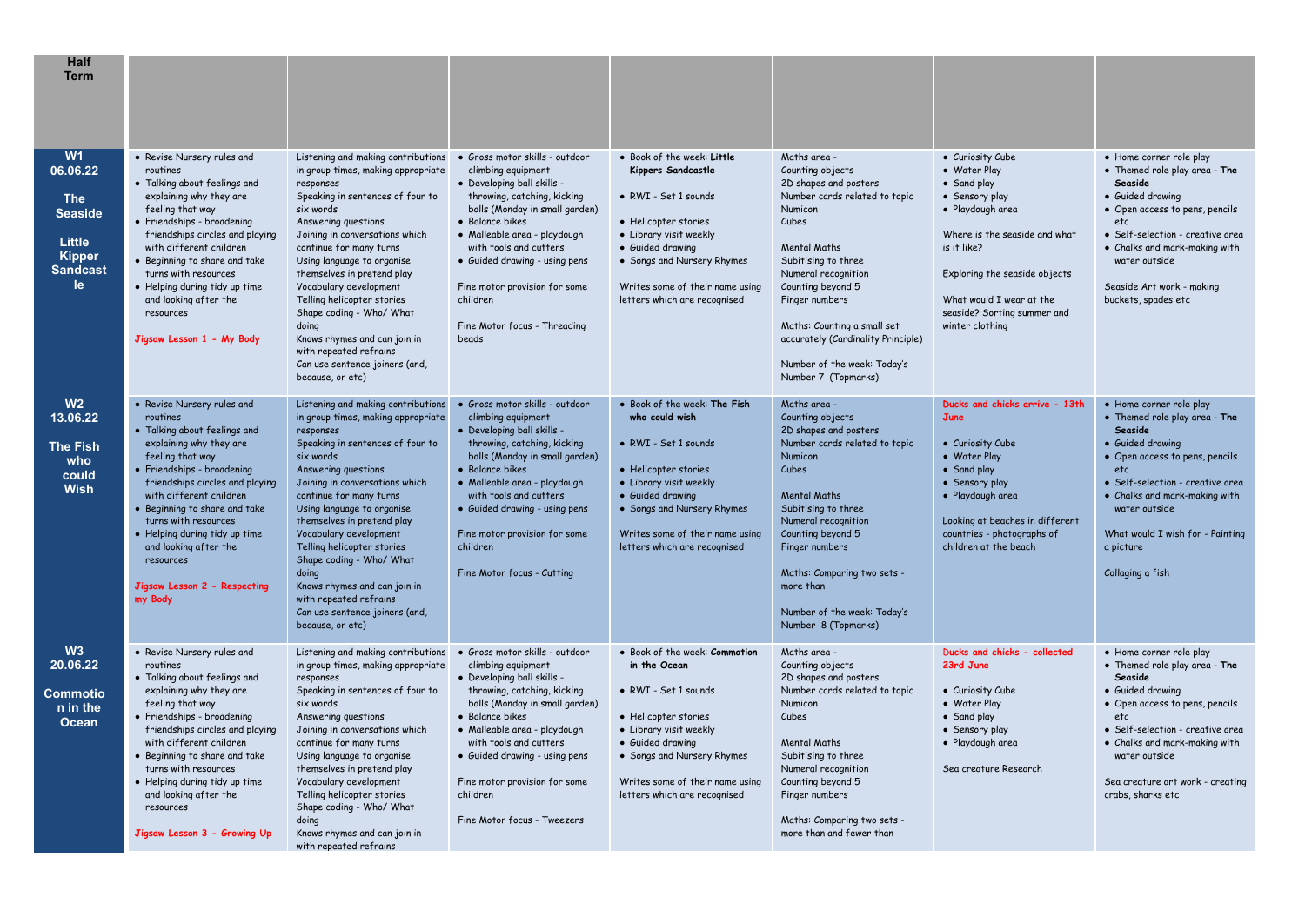| Half Term | | | | | | | |
|---|---|---|---|---|---|---|---|
| **W1 06.06.22**<br><br>**The Seaside**<br><br>**Little Kipper Sandcastle** | • Revise Nursery rules and routines<br>• Talking about feelings and explaining why they are feeling that way<br>• Friendships - broadening friendships circles and playing with different children<br>• Beginning to share and take turns with resources<br>• Helping during tidy up time and looking after the resources<br><br>Jigsaw Lesson 1 - My Body | Listening and making contributions in group times, making appropriate responses<br>Speaking in sentences of four to six words<br>Answering questions<br>Joining in conversations which continue for many turns<br>Using language to organise themselves in pretend play<br>Vocabulary development<br>Telling helicopter stories<br>Shape coding - Who/ What doing<br>Knows rhymes and can join in with repeated refrains<br>Can use sentence joiners (and, because, or etc) | • Gross motor skills - outdoor climbing equipment<br>• Developing ball skills - throwing, catching, kicking balls (Monday in small garden)<br>• Balance bikes<br>• Malleable area - playdough with tools and cutters<br>• Guided drawing - using pens<br><br>Fine motor provision for some children<br><br>Fine Motor focus - Threading beads | • Book of the week: **Little Kippers Sandcastle**<br><br>• RWI - Set 1 sounds<br><br>• Helicopter stories<br>• Library visit weekly<br>• Guided drawing<br>• Songs and Nursery Rhymes<br><br>Writes some of their name using letters which are recognised | Maths area -<br>Counting objects<br>2D shapes and posters<br>Number cards related to topic<br>Numicon<br>Cubes<br><br>Mental Maths<br>Subitising to three<br>Counting beyond 5<br>Finger numbers<br><br>Maths: Counting a small set accurately (Cardinality Principle)<br><br>Number of the week: Today's Number 7 (Topmarks) | • Curiosity Cube<br>• Water Play<br>• Sand play<br>• Sensory play<br>• Playdough area<br><br>Where is the seaside and what is it like?<br><br>Exploring the seaside objects<br><br>What would I wear at the seaside? Sorting summer and winter clothing | • Home corner role play<br>• Themed role play area - **The Seaside**<br>• Guided drawing<br>• Open access to pens, pencils etc<br>• Self-selection - creative area<br>• Chalks and mark-making with water outside<br><br>Seaside Art work - making buckets, spades etc |
| **W2 13.06.22**<br><br>**The Fish who could Wish** | • Revise Nursery rules and routines<br>• Talking about feelings and explaining why they are feeling that way<br>• Friendships - broadening friendships circles and playing with different children<br>• Beginning to share and take turns with resources<br>• Helping during tidy up time and looking after the resources<br><br>Jigsaw Lesson 2 - Respecting my Body | Listening and making contributions in group times, making appropriate responses<br>Speaking in sentences of four to six words<br>Answering questions<br>Joining in conversations which continue for many turns<br>Using language to organise themselves in pretend play<br>Vocabulary development<br>Telling helicopter stories<br>Shape coding - Who/ What doing<br>Knows rhymes and can join in with repeated refrains<br>Can use sentence joiners (and, because, or etc) | • Gross motor skills - outdoor climbing equipment<br>• Developing ball skills - throwing, catching, kicking balls (Monday in small garden)<br>• Balance bikes<br>• Malleable area - playdough with tools and cutters<br>• Guided drawing - using pens<br><br>Fine motor provision for some children<br><br>Fine Motor focus - Cutting | • Book of the week: **The Fish who could wish**<br><br>• RWI - Set 1 sounds<br><br>• Helicopter stories<br>• Library visit weekly<br>• Guided drawing<br>• Songs and Nursery Rhymes<br><br>Writes some of their name using letters which are recognised | Maths area -<br>Counting objects<br>2D shapes and posters<br>Number cards related to topic<br>Numicon<br>Cubes<br><br>Mental Maths<br>Subitising to three<br>Numeral recognition<br>Counting beyond 5<br>Finger numbers<br><br>Maths: Comparing two sets - more than<br><br>Number of the week: Today's Number 8 (Topmarks) | Ducks and chicks arrive - 13th June<br><br>• Curiosity Cube<br>• Water Play<br>• Sand play<br>• Sensory play<br>• Playdough area<br><br>Looking at beaches in different countries - photographs of children at the beach | • Home corner role play<br>• Themed role play area - **The Seaside**<br>• Guided drawing<br>• Open access to pens, pencils etc<br>• Self-selection - creative area<br>• Chalks and mark-making with water outside<br><br>What would I wish for - Painting a picture<br><br>Collaging a fish |
| **W3 20.06.22**<br><br>**Commotion in the Ocean** | • Revise Nursery rules and routines<br>• Talking about feelings and explaining why they are feeling that way<br>• Friendships - broadening friendships circles and playing with different children<br>• Beginning to share and take turns with resources<br>• Helping during tidy up time and looking after the resources<br><br>Jigsaw Lesson 3 - Growing Up | Listening and making contributions in group times, making appropriate responses<br>Speaking in sentences of four to six words<br>Answering questions<br>Joining in conversations which continue for many turns<br>Using language to organise themselves in pretend play<br>Vocabulary development<br>Telling helicopter stories<br>Shape coding - Who/ What doing<br>Knows rhymes and can join in with repeated refrains | • Gross motor skills - outdoor climbing equipment<br>• Developing ball skills - throwing, catching, kicking balls (Monday in small garden)<br>• Balance bikes<br>• Malleable area - playdough with tools and cutters<br>• Guided drawing - using pens<br><br>Fine motor provision for some children<br><br>Fine Motor focus - Tweezers | • Book of the week: **Commotion in the Ocean**<br><br>• RWI - Set 1 sounds<br><br>• Helicopter stories<br>• Library visit weekly<br>• Guided drawing<br>• Songs and Nursery Rhymes<br><br>Writes some of their name using letters which are recognised | Maths area -<br>Counting objects<br>2D shapes and posters<br>Number cards related to topic<br>Numicon<br>Cubes<br><br>Mental Maths<br>Subitising to three<br>Numeral recognition<br>Counting beyond 5<br>Finger numbers<br><br>Maths: Comparing two sets - more than and fewer than | Ducks and chicks - collected 23rd June<br><br>• Curiosity Cube<br>• Water Play<br>• Sand play<br>• Sensory play<br>• Playdough area<br><br>Sea creature Research | • Home corner role play<br>• Themed role play area - **The Seaside**<br>• Guided drawing<br>• Open access to pens, pencils etc<br>• Self-selection - creative area<br>• Chalks and mark-making with water outside<br><br>Sea creature art work - creating crabs, sharks etc |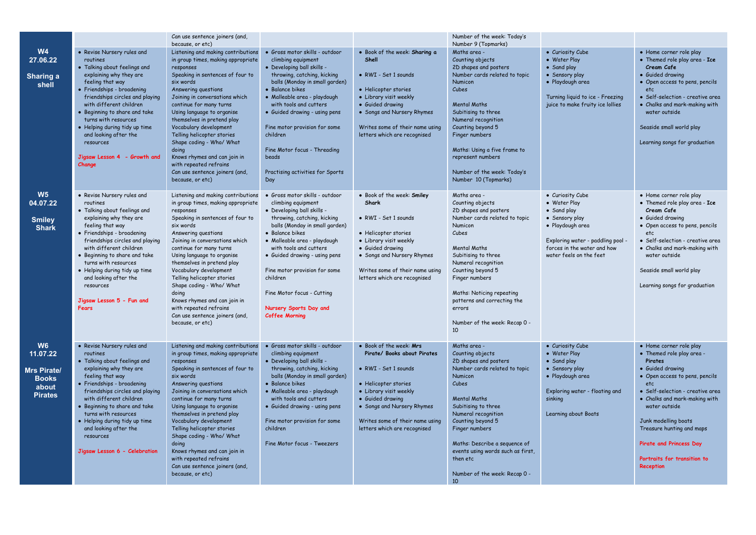| | | Can use sentence joiners (and, because, or etc) | | | Number of the week: Today's Number 9 (Topmarks) | | |
|---|---|---|---|---|---|---|---|
| **W4 27.06.22** **Sharing a shell** | • Revise Nursery rules and routines<br>• Talking about feelings and explaining why they are feeling that way<br>• Friendships - broadening friendships circles and playing with different children<br>• Beginning to share and take turns with resources<br>• Helping during tidy up time and looking after the resources<br><br>Jigsaw Lesson 4 - Growth and Change | Listening and making contributions in group times, making appropriate responses<br>Speaking in sentences of four to six words<br>Answering questions<br>Joining in conversations which continue for many turns<br>Using language to organise themselves in pretend play<br>Vocabulary development<br>Telling helicopter stories<br>Shape coding - Who/ What doing<br>Knows rhymes and can join in with repeated refrains<br>Can use sentence joiners (and, because, or etc) | • Gross motor skills - outdoor climbing equipment<br>• Developing ball skills - throwing, catching, kicking balls (Monday in small garden)<br>• Balance bikes<br>• Malleable area - playdough with tools and cutters<br>• Guided drawing - using pens<br><br>Fine motor provision for some children<br><br>Fine Motor focus - Threading beads<br><br>Practising activities for Sports Day | • Book of the week: **Sharing a Shell**<br><br>• RWI - Set 1 sounds<br><br>• Helicopter stories<br>• Library visit weekly<br>• Guided drawing<br>• Songs and Nursery Rhymes<br><br>Writes some of their name using letters which are recognised | Maths area -<br>Counting objects<br>2D shapes and posters<br>Number cards related to topic<br>Numicon<br>Cubes<br><br>Mental Maths<br>Subitising to three<br>Numeral recognition<br>Counting beyond 5<br>Finger numbers<br><br>Maths: Using a five frame to represent numbers<br><br>Number of the week: Today's Number 10 (Topmarks) | • Curiosity Cube<br>• Water Play<br>• Sand play<br>• Sensory play<br>• Playdough area<br><br>Turning liquid to ice - Freezing juice to make fruity ice lollies | • Home corner role play<br>• Themed role play area - **Ice Cream Cafe**<br>• Guided drawing<br>• Open access to pens, pencils etc<br>• Self-selection - creative area<br>• Chalks and mark-making with water outside<br><br>Seaside small world play<br><br>Learning songs for graduation |
| **W5 04.07.22** **Smiley Shark** | • Revise Nursery rules and routines<br>• Talking about feelings and explaining why they are feeling that way<br>• Friendships - broadening friendships circles and playing with different children<br>• Beginning to share and take turns with resources<br>• Helping during tidy up time and looking after the resources<br><br>Jigsaw Lesson 5 - Fun and Fears | Listening and making contributions in group times, making appropriate responses<br>Speaking in sentences of four to six words<br>Answering questions<br>Joining in conversations which continue for many turns<br>Using language to organise themselves in pretend play<br>Vocabulary development<br>Telling helicopter stories<br>Shape coding - Who/ What doing<br>Knows rhymes and can join in with repeated refrains<br>Can use sentence joiners (and, because, or etc) | • Gross motor skills - outdoor climbing equipment<br>• Developing ball skills - throwing, catching, kicking balls (Monday in small garden)<br>• Balance bikes<br>• Malleable area - playdough with tools and cutters<br>• Guided drawing - using pens<br><br>Fine motor provision for some children<br><br>Fine Motor focus - Cutting<br><br>Nursery Sports Day and Coffee Morning | • Book of the week: **Smiley Shark**<br><br>• RWI - Set 1 sounds<br><br>• Helicopter stories<br>• Library visit weekly<br>• Guided drawing<br>• Songs and Nursery Rhymes<br><br>Writes some of their name using letters which are recognised | Maths area -<br>Counting objects<br>2D shapes and posters<br>Number cards related to topic<br>Numicon<br>Cubes<br><br>Mental Maths<br>Subitising to three<br>Numeral recognition<br>Counting beyond 5<br>Finger numbers<br><br>Maths: Noticing repeating patterns and correcting the errors<br><br>Number of the week: Recap 0 - 10 | • Curiosity Cube<br>• Water Play<br>• Sand play<br>• Sensory play<br>• Playdough area<br><br>Exploring water - paddling pool - forces in the water and how water feels on the feet | • Home corner role play<br>• Themed role play area - **Ice Cream Cafe**<br>• Guided drawing<br>• Open access to pens, pencils etc<br>• Self-selection - creative area<br>• Chalks and mark-making with water outside<br><br>Seaside small world play<br><br>Learning songs for graduation |
| **W6 11.07.22** **Mrs Pirate/ Books about Pirates** | • Revise Nursery rules and routines<br>• Talking about feelings and explaining why they are feeling that way<br>• Friendships - broadening friendships circles and playing with different children<br>• Beginning to share and take turns with resources<br>• Helping during tidy up time and looking after the resources<br><br>Jigsaw Lesson 6 - Celebration | Listening and making contributions in group times, making appropriate responses<br>Speaking in sentences of four to six words<br>Answering questions<br>Joining in conversations which continue for many turns<br>Using language to organise themselves in pretend play<br>Vocabulary development<br>Telling helicopter stories<br>Shape coding - Who/ What doing<br>Knows rhymes and can join in with repeated refrains<br>Can use sentence joiners (and, because, or etc) | • Gross motor skills - outdoor climbing equipment<br>• Developing ball skills - throwing, catching, kicking balls (Monday in small garden)<br>• Balance bikes<br>• Malleable area - playdough with tools and cutters<br>• Guided drawing - using pens<br><br>Fine motor provision for some children<br><br>Fine Motor focus - Tweezers | • Book of the week: **Mrs Pirate/ Books about Pirates**<br><br>• RWI - Set 1 sounds<br><br>• Helicopter stories<br>• Library visit weekly<br>• Guided drawing<br>• Songs and Nursery Rhymes<br><br>Writes some of their name using letters which are recognised | Maths area -<br>Counting objects<br>2D shapes and posters<br>Number cards related to topic<br>Numicon<br>Cubes<br><br>Mental Maths<br>Subitising to three<br>Numeral recognition<br>Counting beyond 5<br>Finger numbers<br><br>Maths: Describe a sequence of events using words such as first, then etc<br><br>Number of the week: Recap 0 - 10 | • Curiosity Cube<br>• Water Play<br>• Sand play<br>• Sensory play<br>• Playdough area<br><br>Exploring water - floating and sinking<br><br>Learning about Boats | • Home corner role play<br>• Themed role play area - **Pirates**<br>• Guided drawing<br>• Open access to pens, pencils etc<br>• Self-selection - creative area<br>• Chalks and mark-making with water outside<br><br>Junk modelling boats<br>Treasure hunting and maps<br><br>Pirate and Princess Day<br><br>Portraits for transition to Reception |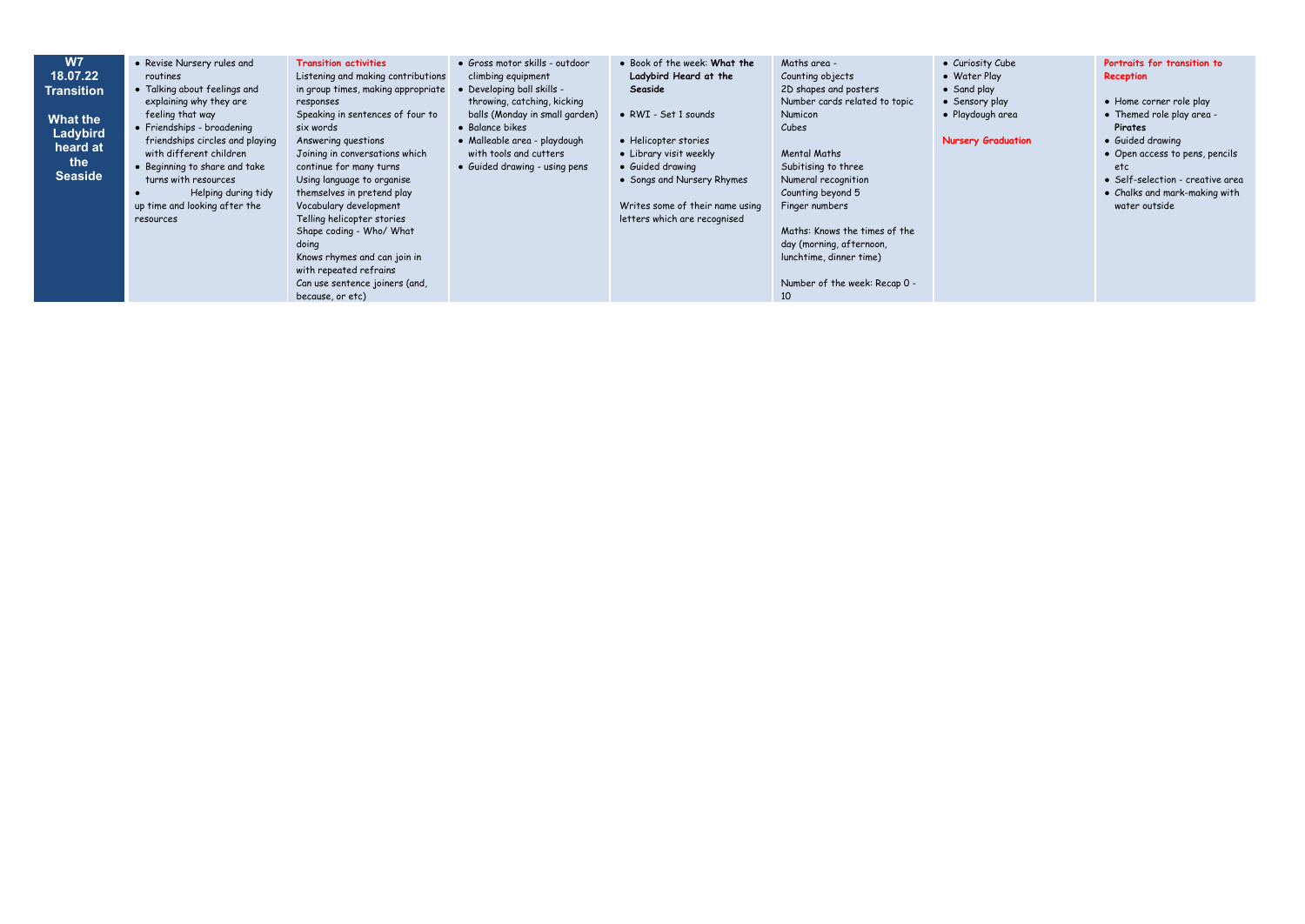| | | | | | | | |
|---|---|---|---|---|---|---|---|
| **W7 18.07.22 Transition**<br><br>**What the Ladybird heard at the Seaside** | • Revise Nursery rules and routines<br>• Talking about feelings and explaining why they are feeling that way<br>• Friendships - broadening friendships circles and playing with different children<br>• Beginning to share and take turns with resources<br>• Helping during tidy up time and looking after the resources | **Transition activities**<br>Listening and making contributions in group times, making appropriate responses<br>Speaking in sentences of four to six words<br>Answering questions<br>Joining in conversations which continue for many turns<br>Using language to organise themselves in pretend play<br>Vocabulary development<br>Telling helicopter stories<br>Shape coding - Who/ What doing<br>Knows rhymes and can join in with repeated refrains<br>Can use sentence joiners (and, because, or etc) | • Gross motor skills - outdoor climbing equipment<br>• Developing ball skills - throwing, catching, kicking balls (Monday in small garden)<br>• Balance bikes<br>• Malleable area - playdough with tools and cutters<br>• Guided drawing - using pens | • Book of the week: **What the Ladybird Heard at the Seaside**<br>• RWI - Set 1 sounds<br>• Helicopter stories<br>• Library visit weekly<br>• Guided drawing<br>• Songs and Nursery Rhymes<br><br>Writes some of their name using letters which are recognised | Maths area -<br>Counting objects<br>2D shapes and posters<br>Number cards related to topic<br>Numicon<br>Cubes<br><br>Mental Maths<br>Subitising to three<br>Numeral recognition<br>Counting beyond 5<br>Finger numbers<br><br>Maths: Knows the times of the day (morning, afternoon, lunchtime, dinner time)<br><br>Number of the week: Recap 0 - 10 | • Curiosity Cube<br>• Water Play<br>• Sand play<br>• Sensory play<br>• Playdough area<br><br>**Nursery Graduation** | **Portraits for transition to Reception**<br><br>• Home corner role play<br>• Themed role play area - **Pirates**<br>• Guided drawing<br>• Open access to pens, pencils etc<br>• Self-selection - creative area<br>• Chalks and mark-making with water outside |